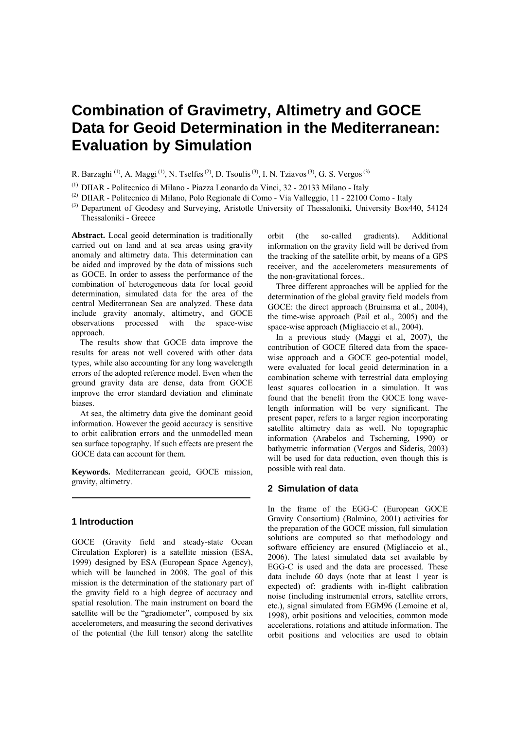# Combination of Gravimetry, Altimetry and GOCE Data for Geoid Determination in the Mediterranean: Evaluation by Simulation

R. Barzaghi [(1)], A. Maggi [(1)], N. Tselfes [(2)], D. Tsoulis [(3)], I. N. Tziavos [(3)], G. S. Vergos [(3)]

[(1)] DIIAR - Politecnico di Milano - Piazza Leonardo da Vinci, 32 - 20133 Milano - Italy

[(2)] DIIAR - Politecnico di Milano, Polo Regionale di Como - Via Valleggio, 11 - 22100 Como - Italy

[(3)] Department of Geodesy and Surveying, Aristotle University of Thessaloniki, University Box440, 54124 Thessaloniki - Greece

**Abstract.** Local geoid determination is traditionally carried out on land and at sea areas using gravity anomaly and altimetry data. This determination can be aided and improved by the data of missions such as GOCE. In order to assess the performance of the combination of heterogeneous data for local geoid determination, simulated data for the area of the central Mediterranean Sea are analyzed. These data include gravity anomaly, altimetry, and GOCE observations processed with the space-wise approach.

The results show that GOCE data improve the results for areas not well covered with other data types, while also accounting for any long wavelength errors of the adopted reference model. Even when the ground gravity data are dense, data from GOCE improve the error standard deviation and eliminate biases.

At sea, the altimetry data give the dominant geoid information. However the geoid accuracy is sensitive to orbit calibration errors and the unmodelled mean sea surface topography. If such effects are present the GOCE data can account for them.

**Keywords.** Mediterranean geoid, GOCE mission, gravity, altimetry.

## 1 Introduction

GOCE (Gravity field and steady-state Ocean Circulation Explorer) is a satellite mission (ESA, 1999) designed by ESA (European Space Agency), which will be launched in 2008. The goal of this mission is the determination of the stationary part of the gravity field to a high degree of accuracy and spatial resolution. The main instrument on board the satellite will be the "gradiometer", composed by six accelerometers, and measuring the second derivatives of the potential (the full tensor) along the satellite orbit (the so-called gradients). Additional information on the gravity field will be derived from the tracking of the satellite orbit, by means of a GPS receiver, and the accelerometers measurements of the non-gravitational forces..

Three different approaches will be applied for the determination of the global gravity field models from GOCE: the direct approach (Bruinsma et al., 2004), the time-wise approach (Pail et al., 2005) and the space-wise approach (Migliaccio et al., 2004).

In a previous study (Maggi et al, 2007), the contribution of GOCE filtered data from the space-wise approach and a GOCE geo-potential model, were evaluated for local geoid determination in a combination scheme with terrestrial data employing least squares collocation in a simulation. It was found that the benefit from the GOCE long wave-length information will be very significant. The present paper, refers to a larger region incorporating satellite altimetry data as well. No topographic information (Arabelos and Tscherning, 1990) or bathymetric information (Vergos and Sideris, 2003) will be used for data reduction, even though this is possible with real data.

## 2 Simulation of data

In the frame of the EGG-C (European GOCE Gravity Consortium) (Balmino, 2001) activities for the preparation of the GOCE mission, full simulation solutions are computed so that methodology and software efficiency are ensured (Migliaccio et al., 2006). The latest simulated data set available by EGG-C is used and the data are processed. These data include 60 days (note that at least 1 year is expected) of: gradients with in-flight calibration noise (including instrumental errors, satellite errors, etc.), signal simulated from EGM96 (Lemoine et al, 1998), orbit positions and velocities, common mode accelerations, rotations and attitude information. The orbit positions and velocities are used to obtain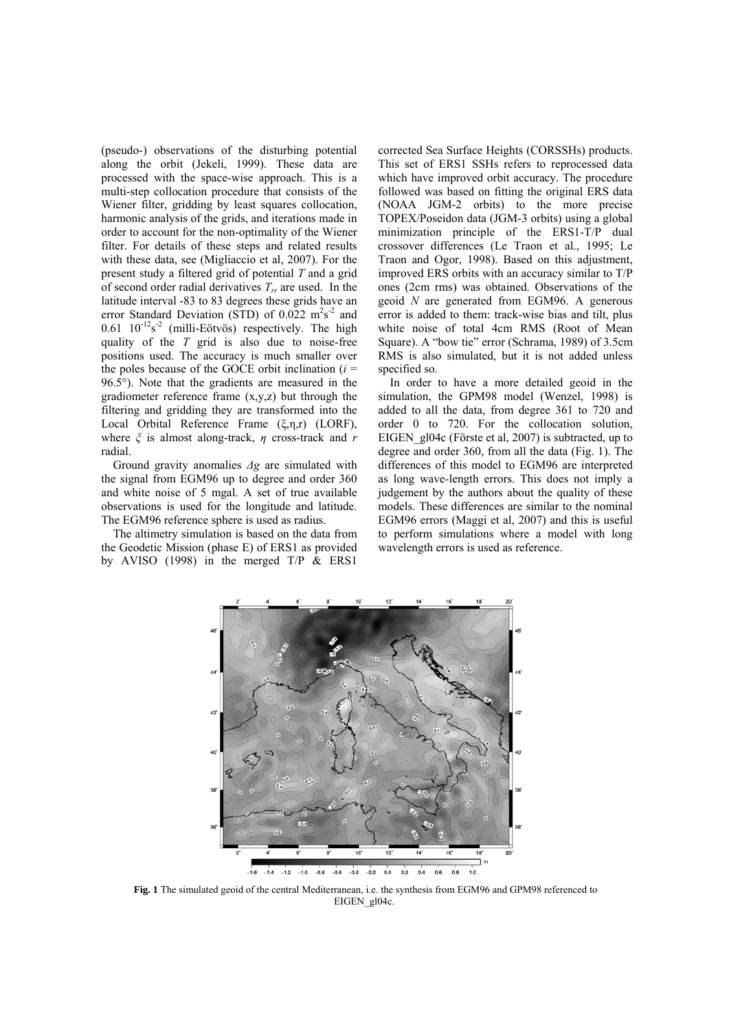(pseudo-) observations of the disturbing potential along the orbit (Jekeli, 1999). These data are processed with the space-wise approach. This is a multi-step collocation procedure that consists of the Wiener filter, gridding by least squares collocation, harmonic analysis of the grids, and iterations made in order to account for the non-optimality of the Wiener filter. For details of these steps and related results with these data, see (Migliaccio et al, 2007). For the present study a filtered grid of potential $T$ and a grid of second order radial derivatives $T_{rr}$ are used. In the latitude interval -83 to 83 degrees these grids have an error Standard Deviation (STD) of 0.022 $m^2s^{-2}$ and 0.61 $10^{-12}s^{-2}$ (milli-Eötvös) respectively. The high quality of the $T$ grid is also due to noise-free positions used. The accuracy is much smaller over the poles because of the GOCE orbit inclination ($i$ = 96.5°). Note that the gradients are measured in the gradiometer reference frame (x,y,z) but through the filtering and gridding they are transformed into the Local Orbital Reference Frame ($\xi$,$\eta$,r) (LORF), where $\xi$ is almost along-track, $\eta$ cross-track and $r$ radial.

Ground gravity anomalies $\Delta g$ are simulated with the signal from EGM96 up to degree and order 360 and white noise of 5 mgal. A set of true available observations is used for the longitude and latitude. The EGM96 reference sphere is used as radius.

The altimetry simulation is based on the data from the Geodetic Mission (phase E) of ERS1 as provided by AVISO (1998) in the merged T/P & ERS1 corrected Sea Surface Heights (CORSSHs) products. This set of ERS1 SSHs refers to reprocessed data which have improved orbit accuracy. The procedure followed was based on fitting the original ERS data (NOAA JGM-2 orbits) to the more precise TOPEX/Poseidon data (JGM-3 orbits) using a global minimization principle of the ERS1-T/P dual crossover differences (Le Traon et al., 1995; Le Traon and Ogor, 1998). Based on this adjustment, improved ERS orbits with an accuracy similar to T/P ones (2cm rms) was obtained. Observations of the geoid $N$ are generated from EGM96. A generous error is added to them: track-wise bias and tilt, plus white noise of total 4cm RMS (Root of Mean Square). A "bow tie" error (Schrama, 1989) of 3.5cm RMS is also simulated, but it is not added unless specified so.

In order to have a more detailed geoid in the simulation, the GPM98 model (Wenzel, 1998) is added to all the data, from degree 361 to 720 and order 0 to 720. For the collocation solution, EIGEN_gl04c (Förste et al, 2007) is subtracted, up to degree and order 360, from all the data (Fig. 1). The differences of this model to EGM96 are interpreted as long wave-length errors. This does not imply a judgement by the authors about the quality of these models. These differences are similar to the nominal EGM96 errors (Maggi et al, 2007) and this is useful to perform simulations where a model with long wavelength errors is used as reference.

**Fig. 1** The simulated geoid of the central Mediterranean, i.e. the synthesis from EGM96 and GPM98 referenced to EIGEN_gl04c.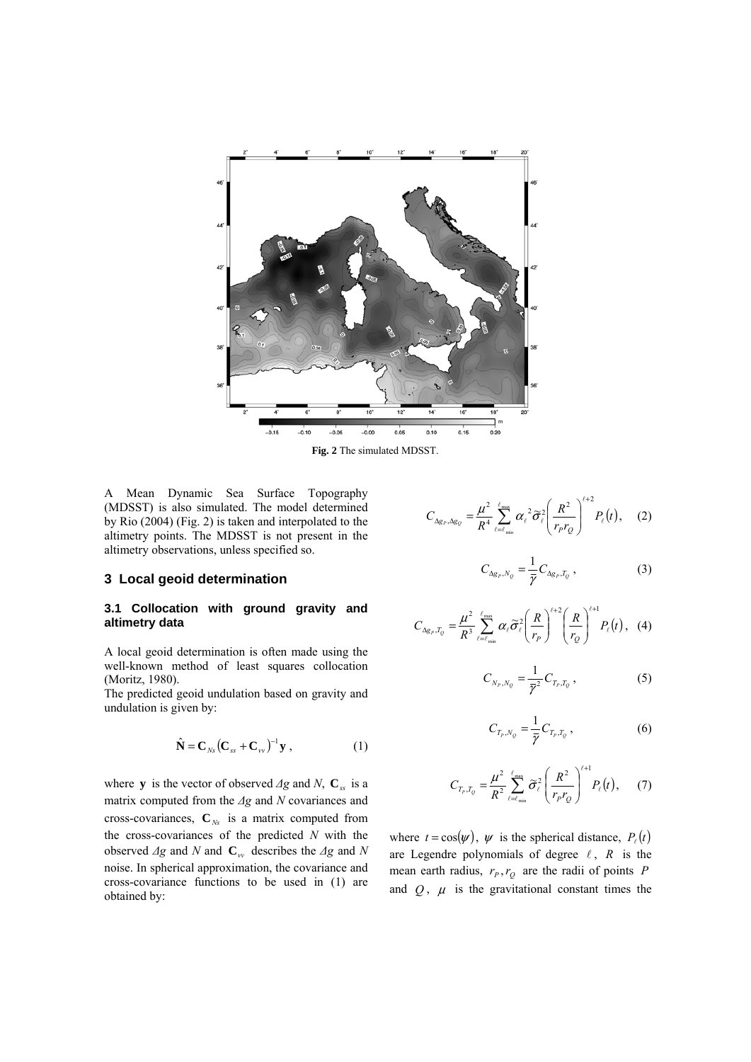**Fig. 2** The simulated MDSST.

A Mean Dynamic Sea Surface Topography (MDSST) is also simulated. The model determined by Rio (2004) (Fig. 2) is taken and interpolated to the altimetry points. The MDSST is not present in the altimetry observations, unless specified so.

## 3 Local geoid determination

### 3.1 Collocation with ground gravity and altimetry data

A local geoid determination is often made using the well-known method of least squares collocation (Moritz, 1980).
The predicted geoid undulation based on gravity and undulation is given by:

$$\hat{\mathbf{N}} = \mathbf{C}_{Ns}\left(\mathbf{C}_{ss} + \mathbf{C}_{vv}\right)^{-1}\mathbf{y}\,, \tag{1}$$

where $\mathbf{y}$ is the vector of observed $\Delta g$ and $N$, $\mathbf{C}_{ss}$ is a matrix computed from the $\Delta g$ and $N$ covariances and cross-covariances, $\mathbf{C}_{Ns}$ is a matrix computed from the cross-covariances of the predicted $N$ with the observed $\Delta g$ and $N$ and $\mathbf{C}_{vv}$ describes the $\Delta g$ and $N$ noise. In spherical approximation, the covariance and cross-covariance functions to be used in (1) are obtained by:

$$C_{\Delta g_P,\Delta g_Q} = \frac{\mu^2}{R^4}\sum_{\ell=\ell_{\min}}^{\ell_{\max}} \alpha_\ell^{\,2}\tilde{\sigma}_\ell^2 \left(\frac{R^2}{r_P r_Q}\right)^{\ell+2} P_\ell(t), \tag{2}$$

$$C_{\Delta g_P,N_Q} = \frac{1}{\bar{\gamma}} C_{\Delta g_P,T_Q}\,, \tag{3}$$

$$C_{\Delta g_P,T_Q} = \frac{\mu^2}{R^3}\sum_{\ell=\ell_{\min}}^{\ell_{\max}} \alpha_\ell \tilde{\sigma}_\ell^2 \left(\frac{R}{r_P}\right)^{\ell+2}\left(\frac{R}{r_Q}\right)^{\ell+1} P_\ell(t), \tag{4}$$

$$C_{N_P,N_Q} = \frac{1}{\bar{\gamma}^2} C_{T_P,T_Q}\,, \tag{5}$$

$$C_{T_P,N_Q} = \frac{1}{\bar{\gamma}} C_{T_P,T_Q}\,, \tag{6}$$

$$C_{T_P,T_Q} = \frac{\mu^2}{R^2}\sum_{\ell=\ell_{\min}}^{\ell_{\max}} \tilde{\sigma}_\ell^2 \left(\frac{R^2}{r_P r_Q}\right)^{\ell+1} P_\ell(t), \tag{7}$$

where $t = \cos(\psi)$, $\psi$ is the spherical distance, $P_\ell(t)$ are Legendre polynomials of degree $\ell$, $R$ is the mean earth radius, $r_P, r_Q$ are the radii of points $P$ and $Q$, $\mu$ is the gravitational constant times the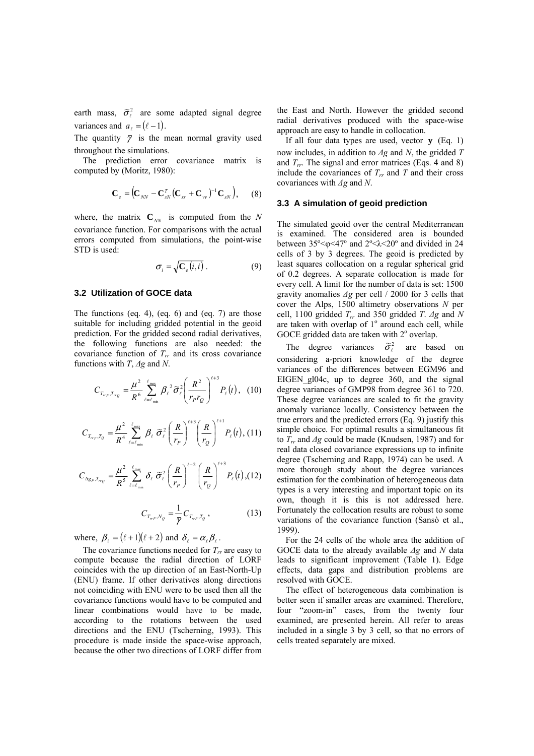earth mass, $\tilde{\sigma}_\ell^2$ are some adapted signal degree variances and $a_\ell = (\ell - 1)$.

The quantity $\bar{\gamma}$ is the mean normal gravity used throughout the simulations.

The prediction error covariance matrix is computed by (Moritz, 1980):

$$\mathbf{C}_e = \left(\mathbf{C}_{NN} - \mathbf{C}_{sN}^T \left(\mathbf{C}_{ss} + \mathbf{C}_{vv}\right)^{-1} \mathbf{C}_{sN}\right), \quad (8)$$

where, the matrix $\mathbf{C}_{NN}$ is computed from the $N$ covariance function. For comparisons with the actual errors computed from simulations, the point-wise STD is used:

$$\sigma_i = \sqrt{\mathbf{C}_e(i,i)} \,. \quad (9)$$

### 3.2 Utilization of GOCE data

The functions (eq. 4), (eq. 6) and (eq. 7) are those suitable for including gridded potential in the geoid prediction. For the gridded second radial derivatives, the following functions are also needed: the covariance function of $T_{rr}$ and its cross covariance functions with $T$, $\Delta g$ and $N$.

$$C_{T_{rrP},T_{rrQ}} = \frac{\mu^2}{R^6} \sum_{\ell=\ell_{\min}}^{\ell_{\max}} \beta_\ell^{\,2} \tilde{\sigma}_\ell^2 \left(\frac{R^2}{r_P r_Q}\right)^{\ell+3} P_\ell(t), \quad (10)$$

$$C_{T_{rrP},T_Q} = \frac{\mu^2}{R^4} \sum_{\ell=\ell_{\min}}^{\ell_{\max}} \beta_\ell \, \tilde{\sigma}_\ell^2 \left(\frac{R}{r_P}\right)^{\ell+3} \left(\frac{R}{r_Q}\right)^{\ell+1} P_\ell(t), \quad (11)$$

$$C_{\Delta g_P,T_{rrQ}} = \frac{\mu^2}{R^5} \sum_{\ell=\ell_{\min}}^{\ell_{\max}} \delta_\ell \, \tilde{\sigma}_\ell^2 \left(\frac{R}{r_P}\right)^{\ell+2} \left(\frac{R}{r_Q}\right)^{\ell+3} P_\ell(t), \quad (12)$$

$$C_{T_{rrP},N_Q} = \frac{1}{\bar{\gamma}} C_{T_{rrP},T_Q} \,, \quad (13)$$

where, $\beta_\ell = (\ell+1)(\ell+2)$ and $\delta_\ell = \alpha_\ell \beta_\ell$.

The covariance functions needed for $T_{rr}$ are easy to compute because the radial direction of LORF coincides with the up direction of an East-North-Up (ENU) frame. If other derivatives along directions not coinciding with ENU were to be used then all the covariance functions would have to be computed and linear combinations would have to be made, according to the rotations between the used directions and the ENU (Tscherning, 1993). This procedure is made inside the space-wise approach, because the other two directions of LORF differ from the East and North. However the gridded second radial derivatives produced with the space-wise approach are easy to handle in collocation.

If all four data types are used, vector **y** (Eq. 1) now includes, in addition to $\Delta g$ and $N$, the gridded $T$ and $T_{rr}$. The signal and error matrices (Eqs. 4 and 8) include the covariances of $T_{rr}$ and $T$ and their cross covariances with $\Delta g$ and $N$.

### 3.3 A simulation of geoid prediction

The simulated geoid over the central Mediterranean is examined. The considered area is bounded between 35°<φ<47° and 2°<λ<20° and divided in 24 cells of 3 by 3 degrees. The geoid is predicted by least squares collocation on a regular spherical grid of 0.2 degrees. A separate collocation is made for every cell. A limit for the number of data is set: 1500 gravity anomalies $\Delta g$ per cell / 2000 for 3 cells that cover the Alps, 1500 altimetry observations $N$ per cell, 1100 gridded $T_{rr}$ and 350 gridded $T$. $\Delta g$ and $N$ are taken with overlap of 1° around each cell, while GOCE gridded data are taken with 2° overlap.

The degree variances $\tilde{\sigma}_\ell^2$ are based on considering a-priori knowledge of the degree variances of the differences between EGM96 and EIGEN_gl04c, up to degree 360, and the signal degree variances of GMP98 from degree 361 to 720. These degree variances are scaled to fit the gravity anomaly variance locally. Consistency between the true errors and the predicted errors (Eq. 9) justify this simple choice. For optimal results a simultaneous fit to $T_{rr}$ and $\Delta g$ could be made (Knudsen, 1987) and for real data closed covariance expressions up to infinite degree (Tscherning and Rapp, 1974) can be used. A more thorough study about the degree variances estimation for the combination of heterogeneous data types is a very interesting and important topic on its own, though it is this is not addressed here. Fortunately the collocation results are robust to some variations of the covariance function (Sansò et al., 1999).

For the 24 cells of the whole area the addition of GOCE data to the already available $\Delta g$ and $N$ data leads to significant improvement (Table 1). Edge effects, data gaps and distribution problems are resolved with GOCE.

The effect of heterogeneous data combination is better seen if smaller areas are examined. Therefore, four "zoom-in" cases, from the twenty four examined, are presented herein. All refer to areas included in a single 3 by 3 cell, so that no errors of cells treated separately are mixed.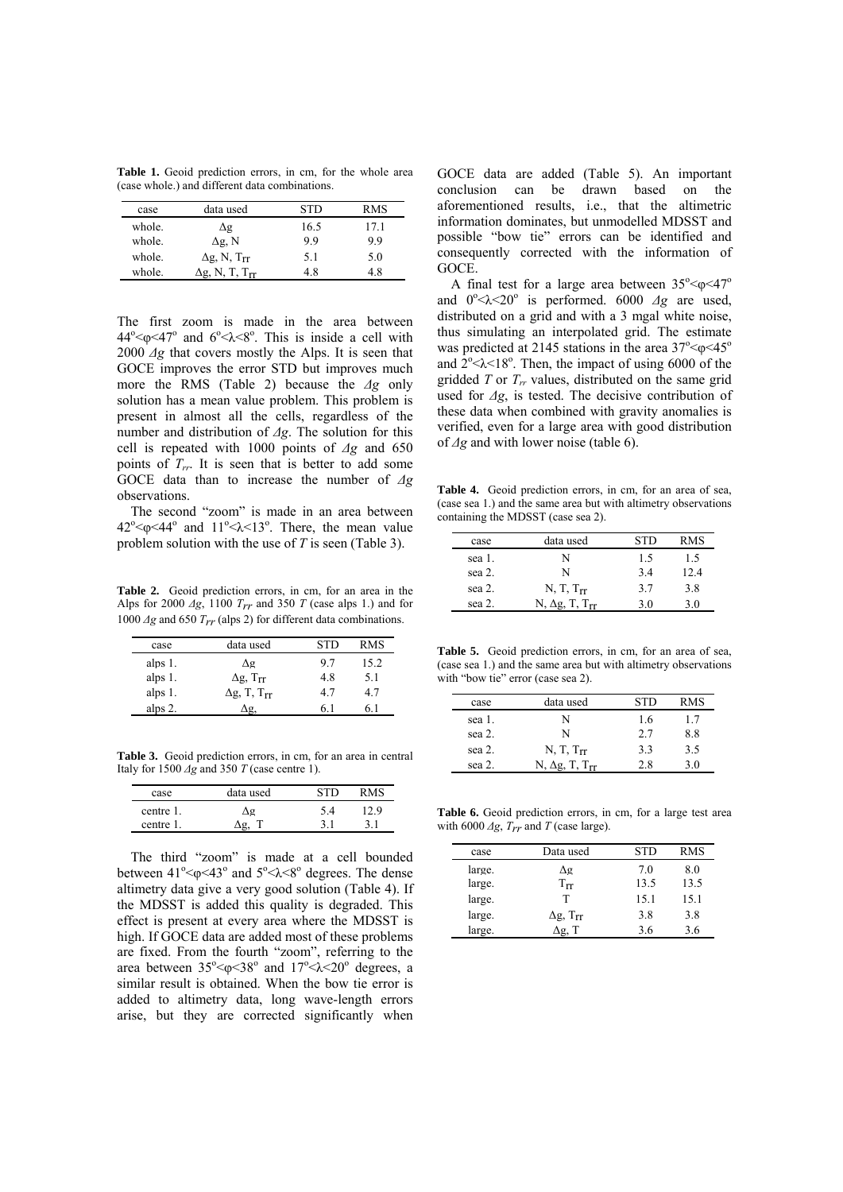**Table 1.** Geoid prediction errors, in cm, for the whole area (case whole.) and different data combinations.

| case | data used | STD | RMS |
|---|---|---|---|
| whole. | $\Delta g$ | 16.5 | 17.1 |
| whole. | $\Delta g$, N | 9.9 | 9.9 |
| whole. | $\Delta g$, N, $T_{rr}$ | 5.1 | 5.0 |
| whole. | $\Delta g$, N, T, $T_{rr}$ | 4.8 | 4.8 |

The first zoom is made in the area between $44^o<\varphi<47^o$ and $6^o<\lambda<8^o$. This is inside a cell with 2000 $\Delta g$ that covers mostly the Alps. It is seen that GOCE improves the error STD but improves much more the RMS (Table 2) because the $\Delta g$ only solution has a mean value problem. This problem is present in almost all the cells, regardless of the number and distribution of $\Delta g$. The solution for this cell is repeated with 1000 points of $\Delta g$ and 650 points of $T_{rr}$. It is seen that is better to add some GOCE data than to increase the number of $\Delta g$ observations.

The second "zoom" is made in an area between $42^o<\varphi<44^o$ and $11^o<\lambda<13^o$. There, the mean value problem solution with the use of $T$ is seen (Table 3).

**Table 2.** Geoid prediction errors, in cm, for an area in the Alps for 2000 $\Delta g$, 1100 $T_{rr}$ and 350 $T$ (case alps 1.) and for 1000 $\Delta g$ and 650 $T_{rr}$ (alps 2) for different data combinations.

| case | data used | STD | RMS |
|---|---|---|---|
| alps 1. | $\Delta g$ | 9.7 | 15.2 |
| alps 1. | $\Delta g$, $T_{rr}$ | 4.8 | 5.1 |
| alps 1. | $\Delta g$, T, $T_{rr}$ | 4.7 | 4.7 |
| alps 2. | $\Delta g$, | 6.1 | 6.1 |

**Table 3.** Geoid prediction errors, in cm, for an area in central Italy for 1500 $\Delta g$ and 350 $T$ (case centre 1).

| case | data used | STD | RMS |
|---|---|---|---|
| centre 1. | $\Delta g$ | 5.4 | 12.9 |
| centre 1. | $\Delta g$, T | 3.1 | 3.1 |

The third "zoom" is made at a cell bounded between $41^o<\varphi<43^o$ and $5^o<\lambda<8^o$ degrees. The dense altimetry data give a very good solution (Table 4). If the MDSST is added this quality is degraded. This effect is present at every area where the MDSST is high. If GOCE data are added most of these problems are fixed. From the fourth "zoom", referring to the area between $35^o<\varphi<38^o$ and $17^o<\lambda<20^o$ degrees, a similar result is obtained. When the bow tie error is added to altimetry data, long wave-length errors arise, but they are corrected significantly when GOCE data are added (Table 5). An important conclusion can be drawn based on the aforementioned results, i.e., that the altimetric information dominates, but unmodelled MDSST and possible "bow tie" errors can be identified and consequently corrected with the information of GOCE.

A final test for a large area between $35^o<\varphi<47^o$ and $0^o<\lambda<20^o$ is performed. 6000 $\Delta g$ are used, distributed on a grid and with a 3 mgal white noise, thus simulating an interpolated grid. The estimate was predicted at 2145 stations in the area $37^o<\varphi<45^o$ and $2^o<\lambda<18^o$. Then, the impact of using 6000 of the gridded $T$ or $T_{rr}$ values, distributed on the same grid used for $\Delta g$, is tested. The decisive contribution of these data when combined with gravity anomalies is verified, even for a large area with good distribution of $\Delta g$ and with lower noise (table 6).

**Table 4.** Geoid prediction errors, in cm, for an area of sea, (case sea 1.) and the same area but with altimetry observations containing the MDSST (case sea 2).

| case | data used | STD | RMS |
|---|---|---|---|
| sea 1. | N | 1.5 | 1.5 |
| sea 2. | N | 3.4 | 12.4 |
| sea 2. | N, T, $T_{rr}$ | 3.7 | 3.8 |
| sea 2. | N, $\Delta g$, T, $T_{rr}$ | 3.0 | 3.0 |

**Table 5.** Geoid prediction errors, in cm, for an area of sea, (case sea 1.) and the same area but with altimetry observations with "bow tie" error (case sea 2).

| case | data used | STD | RMS |
|---|---|---|---|
| sea 1. | N | 1.6 | 1.7 |
| sea 2. | N | 2.7 | 8.8 |
| sea 2. | N, T, $T_{rr}$ | 3.3 | 3.5 |
| sea 2. | N, $\Delta g$, T, $T_{rr}$ | 2.8 | 3.0 |

**Table 6.** Geoid prediction errors, in cm, for a large test area with 6000 $\Delta g$, $T_{rr}$ and $T$ (case large).

| case | Data used | STD | RMS |
|---|---|---|---|
| large. | $\Delta g$ | 7.0 | 8.0 |
| large. | $T_{rr}$ | 13.5 | 13.5 |
| large. | T | 15.1 | 15.1 |
| large. | $\Delta g$, $T_{rr}$ | 3.8 | 3.8 |
| large. | $\Delta g$, T | 3.6 | 3.6 |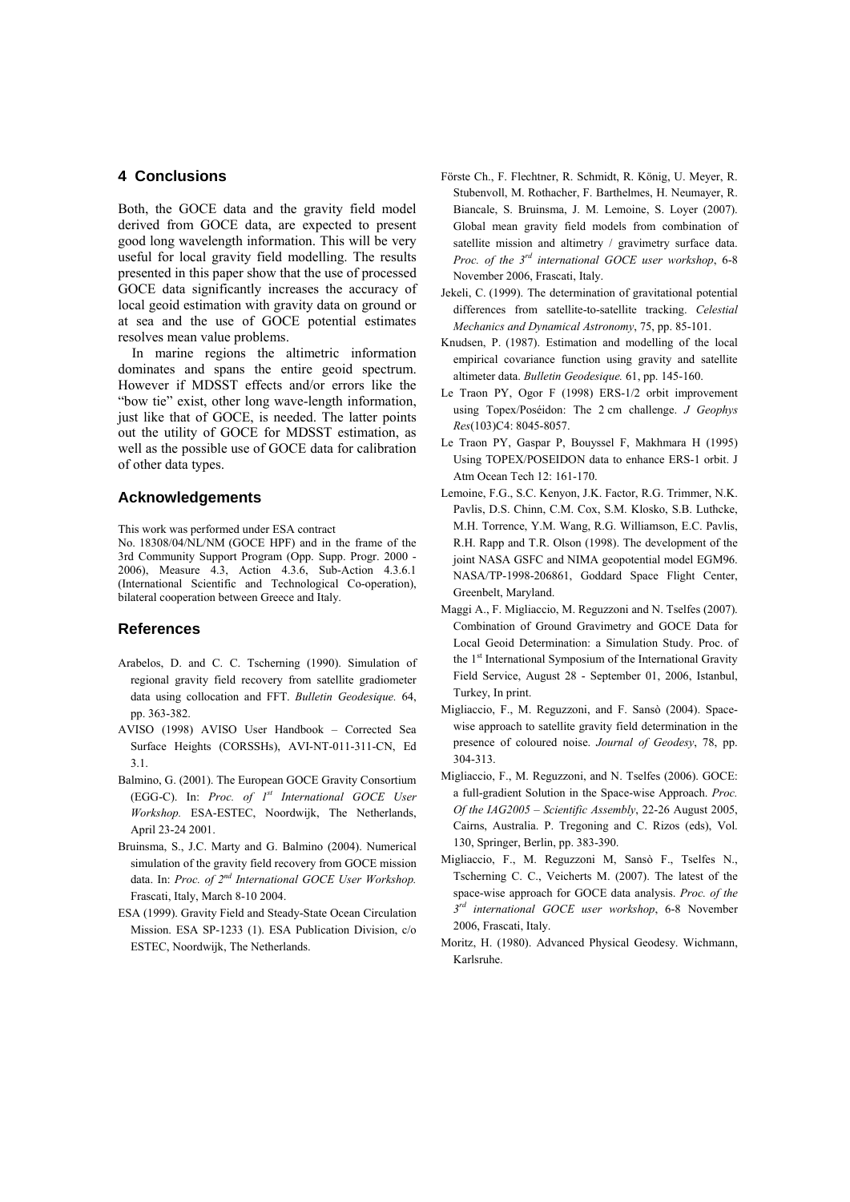## 4 Conclusions

Both, the GOCE data and the gravity field model derived from GOCE data, are expected to present good long wavelength information. This will be very useful for local gravity field modelling. The results presented in this paper show that the use of processed GOCE data significantly increases the accuracy of local geoid estimation with gravity data on ground or at sea and the use of GOCE potential estimates resolves mean value problems.

In marine regions the altimetric information dominates and spans the entire geoid spectrum. However if MDSST effects and/or errors like the "bow tie" exist, other long wave-length information, just like that of GOCE, is needed. The latter points out the utility of GOCE for MDSST estimation, as well as the possible use of GOCE data for calibration of other data types.

## Acknowledgements

This work was performed under ESA contract No. 18308/04/NL/NM (GOCE HPF) and in the frame of the 3rd Community Support Program (Opp. Supp. Progr. 2000 - 2006), Measure 4.3, Action 4.3.6, Sub-Action 4.3.6.1 (International Scientific and Technological Co-operation), bilateral cooperation between Greece and Italy.

## References

Arabelos, D. and C. C. Tscherning (1990). Simulation of regional gravity field recovery from satellite gradiometer data using collocation and FFT. *Bulletin Geodesique.* 64, pp. 363-382.

AVISO (1998) AVISO User Handbook – Corrected Sea Surface Heights (CORSSHs), AVI-NT-011-311-CN, Ed 3.1.

Balmino, G. (2001). The European GOCE Gravity Consortium (EGG-C). In: *Proc. of 1st International GOCE User Workshop.* ESA-ESTEC, Noordwijk, The Netherlands, April 23-24 2001.

Bruinsma, S., J.C. Marty and G. Balmino (2004). Numerical simulation of the gravity field recovery from GOCE mission data. In: *Proc. of 2nd International GOCE User Workshop.* Frascati, Italy, March 8-10 2004.

ESA (1999). Gravity Field and Steady-State Ocean Circulation Mission. ESA SP-1233 (1). ESA Publication Division, c/o ESTEC, Noordwijk, The Netherlands.

Förste Ch., F. Flechtner, R. Schmidt, R. König, U. Meyer, R. Stubenvoll, M. Rothacher, F. Barthelmes, H. Neumayer, R. Biancale, S. Bruinsma, J. M. Lemoine, S. Loyer (2007). Global mean gravity field models from combination of satellite mission and altimetry / gravimetry surface data. *Proc. of the 3rd international GOCE user workshop*, 6-8 November 2006, Frascati, Italy.

Jekeli, C. (1999). The determination of gravitational potential differences from satellite-to-satellite tracking. *Celestial Mechanics and Dynamical Astronomy*, 75, pp. 85-101.

Knudsen, P. (1987). Estimation and modelling of the local empirical covariance function using gravity and satellite altimeter data. *Bulletin Geodesique.* 61, pp. 145-160.

Le Traon PY, Ogor F (1998) ERS-1/2 orbit improvement using Topex/Poséidon: The 2 cm challenge. *J Geophys Res*(103)C4: 8045-8057.

Le Traon PY, Gaspar P, Bouyssel F, Makhmara H (1995) Using TOPEX/POSEIDON data to enhance ERS-1 orbit. J Atm Ocean Tech 12: 161-170.

Lemoine, F.G., S.C. Kenyon, J.K. Factor, R.G. Trimmer, N.K. Pavlis, D.S. Chinn, C.M. Cox, S.M. Klosko, S.B. Luthcke, M.H. Torrence, Y.M. Wang, R.G. Williamson, E.C. Pavlis, R.H. Rapp and T.R. Olson (1998). The development of the joint NASA GSFC and NIMA geopotential model EGM96. NASA/TP-1998-206861, Goddard Space Flight Center, Greenbelt, Maryland.

Maggi A., F. Migliaccio, M. Reguzzoni and N. Tselfes (2007). Combination of Ground Gravimetry and GOCE Data for Local Geoid Determination: a Simulation Study. Proc. of the 1st International Symposium of the International Gravity Field Service, August 28 - September 01, 2006, Istanbul, Turkey, In print.

Migliaccio, F., M. Reguzzoni, and F. Sansò (2004). Space-wise approach to satellite gravity field determination in the presence of coloured noise. *Journal of Geodesy*, 78, pp. 304-313.

Migliaccio, F., M. Reguzzoni, and N. Tselfes (2006). GOCE: a full-gradient Solution in the Space-wise Approach. *Proc. Of the IAG2005 – Scientific Assembly*, 22-26 August 2005, Cairns, Australia. P. Tregoning and C. Rizos (eds), Vol. 130, Springer, Berlin, pp. 383-390.

Migliaccio, F., M. Reguzzoni M, Sansò F., Tselfes N., Tscherning C. C., Veicherts M. (2007). The latest of the space-wise approach for GOCE data analysis. *Proc. of the 3rd international GOCE user workshop*, 6-8 November 2006, Frascati, Italy.

Moritz, H. (1980). Advanced Physical Geodesy. Wichmann, Karlsruhe.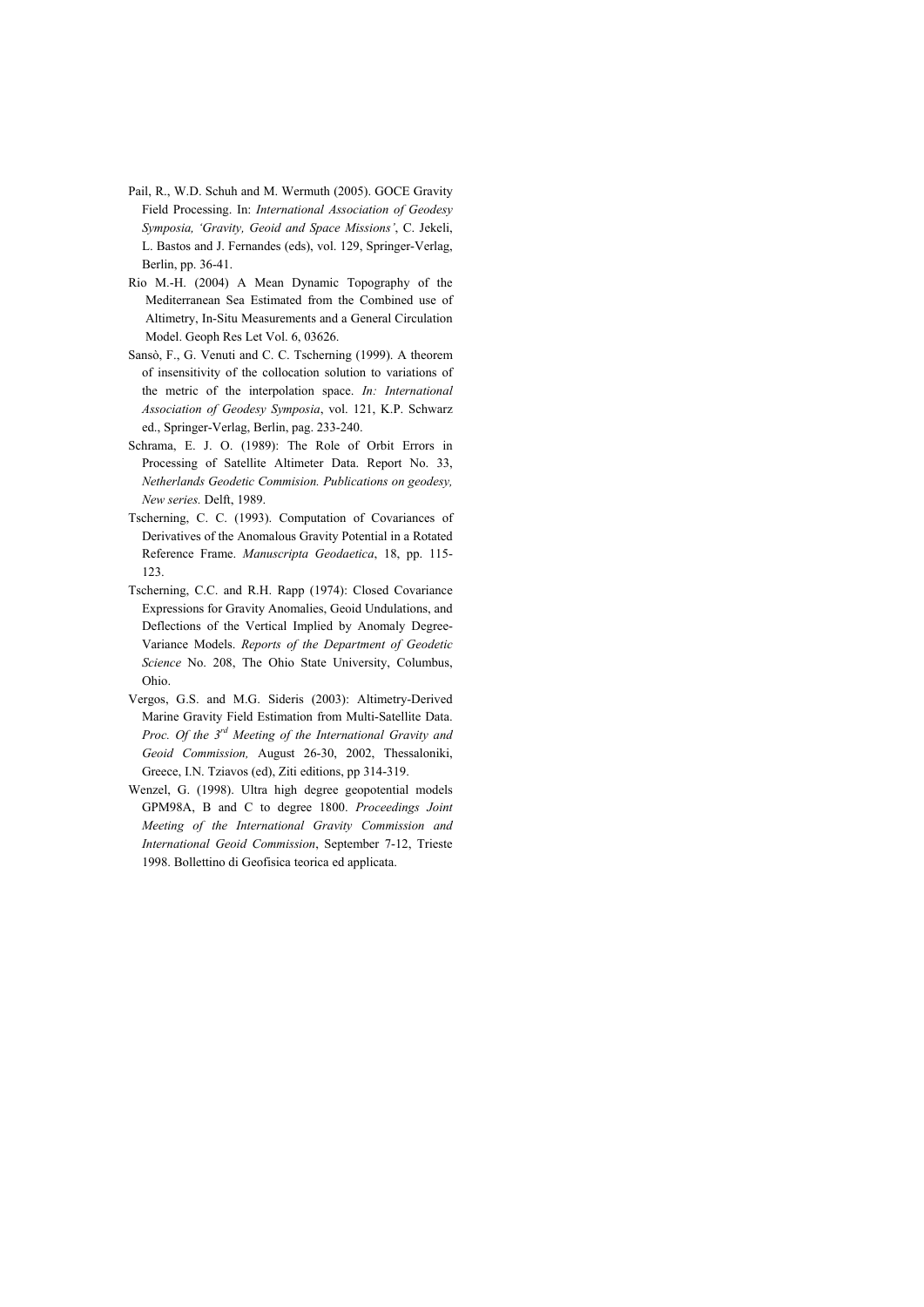Pail, R., W.D. Schuh and M. Wermuth (2005). GOCE Gravity Field Processing. In: *International Association of Geodesy Symposia, 'Gravity, Geoid and Space Missions'*, C. Jekeli, L. Bastos and J. Fernandes (eds), vol. 129, Springer-Verlag, Berlin, pp. 36-41.

Rio M.-H. (2004) A Mean Dynamic Topography of the Mediterranean Sea Estimated from the Combined use of Altimetry, In-Situ Measurements and a General Circulation Model. Geoph Res Let Vol. 6, 03626.

Sansò, F., G. Venuti and C. C. Tscherning (1999). A theorem of insensitivity of the collocation solution to variations of the metric of the interpolation space. *In: International Association of Geodesy Symposia*, vol. 121, K.P. Schwarz ed., Springer-Verlag, Berlin, pag. 233-240.

Schrama, E. J. O. (1989): The Role of Orbit Errors in Processing of Satellite Altimeter Data. Report No. 33, *Netherlands Geodetic Commision. Publications on geodesy, New series.* Delft, 1989.

Tscherning, C. C. (1993). Computation of Covariances of Derivatives of the Anomalous Gravity Potential in a Rotated Reference Frame. *Manuscripta Geodaetica*, 18, pp. 115-123.

Tscherning, C.C. and R.H. Rapp (1974): Closed Covariance Expressions for Gravity Anomalies, Geoid Undulations, and Deflections of the Vertical Implied by Anomaly Degree-Variance Models. *Reports of the Department of Geodetic Science* No. 208, The Ohio State University, Columbus, Ohio.

Vergos, G.S. and M.G. Sideris (2003): Altimetry-Derived Marine Gravity Field Estimation from Multi-Satellite Data. *Proc. Of the 3rd Meeting of the International Gravity and Geoid Commission,* August 26-30, 2002, Thessaloniki, Greece, I.N. Tziavos (ed), Ziti editions, pp 314-319.

Wenzel, G. (1998). Ultra high degree geopotential models GPM98A, B and C to degree 1800. *Proceedings Joint Meeting of the International Gravity Commission and International Geoid Commission*, September 7-12, Trieste 1998. Bollettino di Geofisica teorica ed applicata.